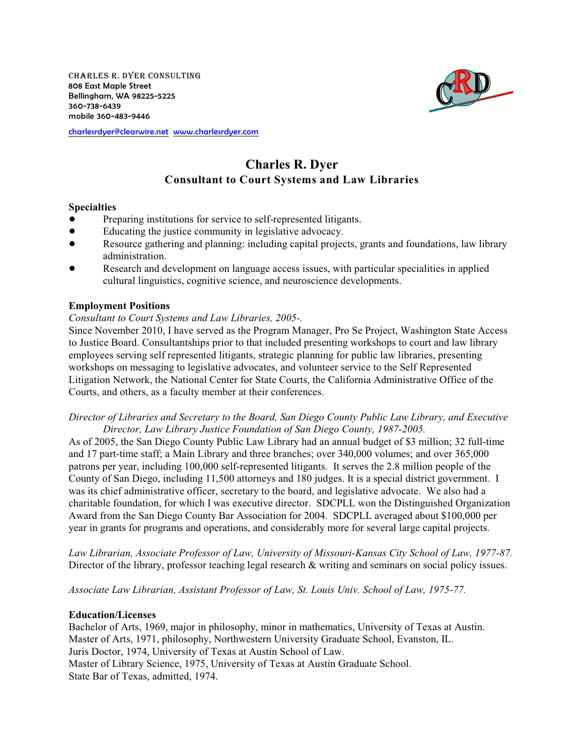CHARLES R. DYER CONSULTING
808 East Maple Street
Bellingham, WA 98225-5225
360-738-6439
mobile 360-483-9446

charlesrdyer@clearwire.net  www.charlesrdyer.com

# Charles R. Dyer

## Consultant to Court Systems and Law Libraries

### Specialties

- Preparing institutions for service to self-represented litigants.
- Educating the justice community in legislative advocacy.
- Resource gathering and planning: including capital projects, grants and foundations, law library administration.
- Research and development on language access issues, with particular specialities in applied cultural linguistics, cognitive science, and neuroscience developments.

### Employment Positions

*Consultant to Court Systems and Law Libraries, 2005-.*
Since November 2010, I have served as the Program Manager, Pro Se Project, Washington State Access to Justice Board. Consultantships prior to that included presenting workshops to court and law library employees serving self represented litigants, strategic planning for public law libraries, presenting workshops on messaging to legislative advocates, and volunteer service to the Self Represented Litigation Network, the National Center for State Courts, the California Administrative Office of the Courts, and others, as a faculty member at their conferences.

*Director of Libraries and Secretary to the Board, San Diego County Public Law Library, and Executive Director, Law Library Justice Foundation of San Diego County, 1987-2005.*
As of 2005, the San Diego County Public Law Library had an annual budget of $3 million; 32 full-time and 17 part-time staff; a Main Library and three branches; over 340,000 volumes; and over 365,000 patrons per year, including 100,000 self-represented litigants. It serves the 2.8 million people of the County of San Diego, including 11,500 attorneys and 180 judges. It is a special district government. I was its chief administrative officer, secretary to the board, and legislative advocate. We also had a charitable foundation, for which I was executive director. SDCPLL won the Distinguished Organization Award from the San Diego County Bar Association for 2004. SDCPLL averaged about $100,000 per year in grants for programs and operations, and considerably more for several large capital projects.

*Law Librarian, Associate Professor of Law, University of Missouri-Kansas City School of Law, 1977-87.*
Director of the library, professor teaching legal research & writing and seminars on social policy issues.

*Associate Law Librarian, Assistant Professor of Law, St. Louis Univ. School of Law, 1975-77.*

### Education/Licenses

Bachelor of Arts, 1969, major in philosophy, minor in mathematics, University of Texas at Austin.
Master of Arts, 1971, philosophy, Northwestern University Graduate School, Evanston, IL.
Juris Doctor, 1974, University of Texas at Austin School of Law.
Master of Library Science, 1975, University of Texas at Austin Graduate School.
State Bar of Texas, admitted, 1974.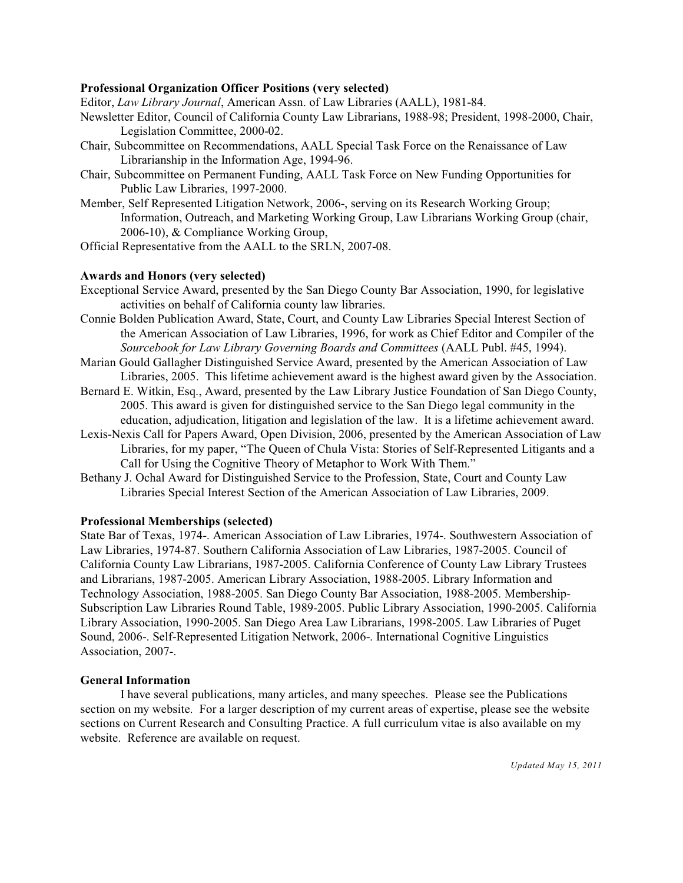**Professional Organization Officer Positions (very selected)**

Editor, *Law Library Journal*, American Assn. of Law Libraries (AALL), 1981-84.

Newsletter Editor, Council of California County Law Librarians, 1988-98; President, 1998-2000, Chair, Legislation Committee, 2000-02.

Chair, Subcommittee on Recommendations, AALL Special Task Force on the Renaissance of Law Librarianship in the Information Age, 1994-96.

Chair, Subcommittee on Permanent Funding, AALL Task Force on New Funding Opportunities for Public Law Libraries, 1997-2000.

Member, Self Represented Litigation Network, 2006-, serving on its Research Working Group; Information, Outreach, and Marketing Working Group, Law Librarians Working Group (chair, 2006-10), & Compliance Working Group,

Official Representative from the AALL to the SRLN, 2007-08.

**Awards and Honors (very selected)**

Exceptional Service Award, presented by the San Diego County Bar Association, 1990, for legislative activities on behalf of California county law libraries.

Connie Bolden Publication Award, State, Court, and County Law Libraries Special Interest Section of the American Association of Law Libraries, 1996, for work as Chief Editor and Compiler of the *Sourcebook for Law Library Governing Boards and Committees* (AALL Publ. #45, 1994).

Marian Gould Gallagher Distinguished Service Award, presented by the American Association of Law Libraries, 2005. This lifetime achievement award is the highest award given by the Association.

Bernard E. Witkin, Esq., Award, presented by the Law Library Justice Foundation of San Diego County, 2005. This award is given for distinguished service to the San Diego legal community in the education, adjudication, litigation and legislation of the law. It is a lifetime achievement award.

Lexis-Nexis Call for Papers Award, Open Division, 2006, presented by the American Association of Law Libraries, for my paper, "The Queen of Chula Vista: Stories of Self-Represented Litigants and a Call for Using the Cognitive Theory of Metaphor to Work With Them."

Bethany J. Ochal Award for Distinguished Service to the Profession, State, Court and County Law Libraries Special Interest Section of the American Association of Law Libraries, 2009.

**Professional Memberships (selected)**

State Bar of Texas, 1974-. American Association of Law Libraries, 1974-. Southwestern Association of Law Libraries, 1974-87. Southern California Association of Law Libraries, 1987-2005. Council of California County Law Librarians, 1987-2005. California Conference of County Law Library Trustees and Librarians, 1987-2005. American Library Association, 1988-2005. Library Information and Technology Association, 1988-2005. San Diego County Bar Association, 1988-2005. Membership-Subscription Law Libraries Round Table, 1989-2005. Public Library Association, 1990-2005. California Library Association, 1990-2005. San Diego Area Law Librarians, 1998-2005. Law Libraries of Puget Sound, 2006-. Self-Represented Litigation Network, 2006-. International Cognitive Linguistics Association, 2007-.

**General Information**

I have several publications, many articles, and many speeches. Please see the Publications section on my website. For a larger description of my current areas of expertise, please see the website sections on Current Research and Consulting Practice. A full curriculum vitae is also available on my website. Reference are available on request.

*Updated May 15, 2011*